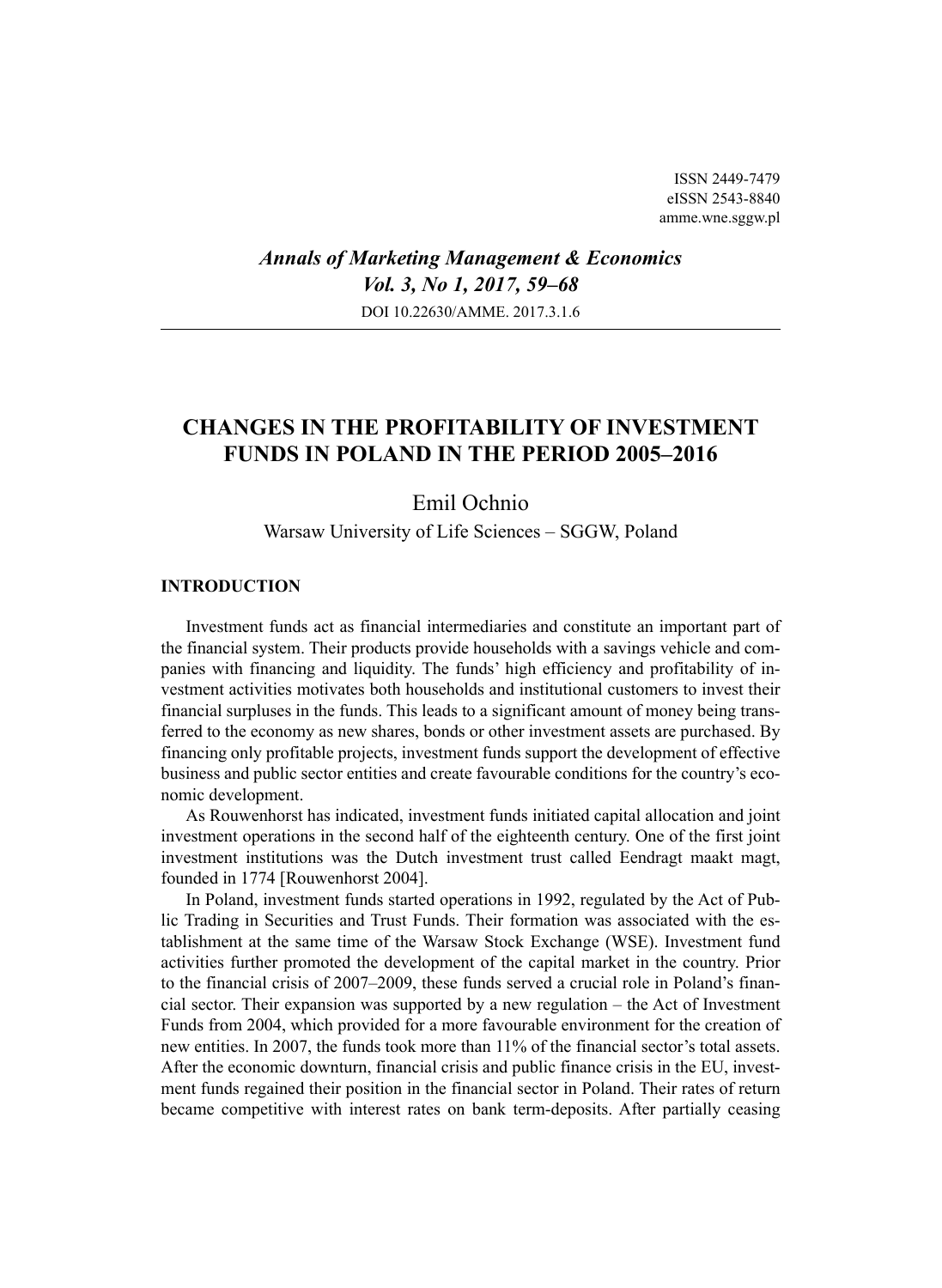ISSN 2449-7479
eISSN 2543-8840
amme.wne.sggw.pl

*Annals of Marketing Management & Economics*
*Vol. 3, No 1, 2017, 59–68*
DOI 10.22630/AMME. 2017.3.1.6

# CHANGES IN THE PROFITABILITY OF INVESTMENT FUNDS IN POLAND IN THE PERIOD 2005–2016

Emil Ochnio

Warsaw University of Life Sciences – SGGW, Poland

## INTRODUCTION

Investment funds act as financial intermediaries and constitute an important part of the financial system. Their products provide households with a savings vehicle and companies with financing and liquidity. The funds' high efficiency and profitability of investment activities motivates both households and institutional customers to invest their financial surpluses in the funds. This leads to a significant amount of money being transferred to the economy as new shares, bonds or other investment assets are purchased. By financing only profitable projects, investment funds support the development of effective business and public sector entities and create favourable conditions for the country's economic development.

As Rouwenhorst has indicated, investment funds initiated capital allocation and joint investment operations in the second half of the eighteenth century. One of the first joint investment institutions was the Dutch investment trust called Eendragt maakt magt, founded in 1774 [Rouwenhorst 2004].

In Poland, investment funds started operations in 1992, regulated by the Act of Public Trading in Securities and Trust Funds. Their formation was associated with the establishment at the same time of the Warsaw Stock Exchange (WSE). Investment fund activities further promoted the development of the capital market in the country. Prior to the financial crisis of 2007–2009, these funds served a crucial role in Poland's financial sector. Their expansion was supported by a new regulation – the Act of Investment Funds from 2004, which provided for a more favourable environment for the creation of new entities. In 2007, the funds took more than 11% of the financial sector's total assets. After the economic downturn, financial crisis and public finance crisis in the EU, investment funds regained their position in the financial sector in Poland. Their rates of return became competitive with interest rates on bank term-deposits. After partially ceasing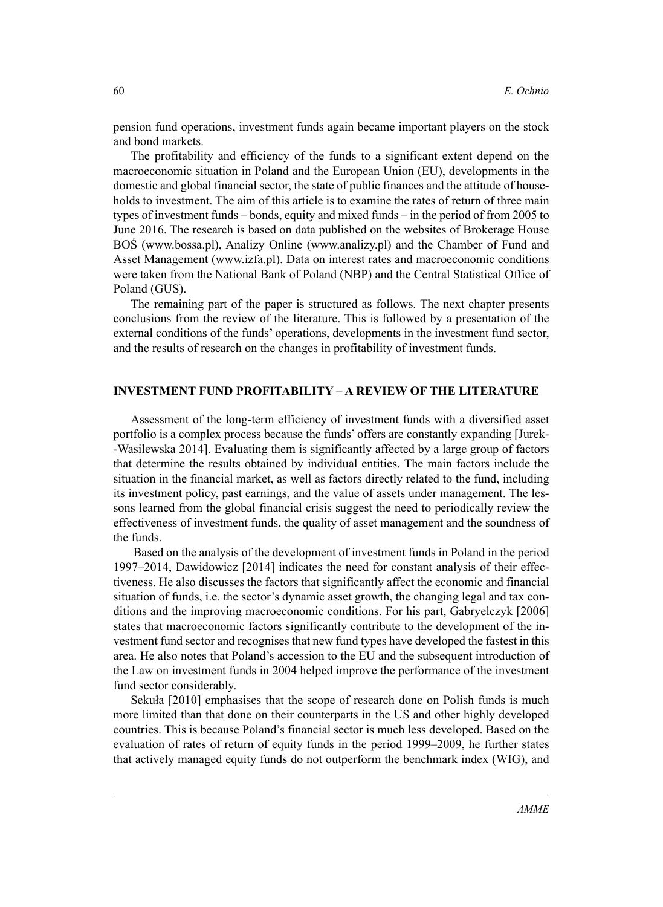pension fund operations, investment funds again became important players on the stock and bond markets.

The profitability and efficiency of the funds to a significant extent depend on the macroeconomic situation in Poland and the European Union (EU), developments in the domestic and global financial sector, the state of public finances and the attitude of households to investment. The aim of this article is to examine the rates of return of three main types of investment funds – bonds, equity and mixed funds – in the period of from 2005 to June 2016. The research is based on data published on the websites of Brokerage House BOŚ (www.bossa.pl), Analizy Online (www.analizy.pl) and the Chamber of Fund and Asset Management (www.izfa.pl). Data on interest rates and macroeconomic conditions were taken from the National Bank of Poland (NBP) and the Central Statistical Office of Poland (GUS).

The remaining part of the paper is structured as follows. The next chapter presents conclusions from the review of the literature. This is followed by a presentation of the external conditions of the funds' operations, developments in the investment fund sector, and the results of research on the changes in profitability of investment funds.

## INVESTMENT FUND PROFITABILITY – A REVIEW OF THE LITERATURE

Assessment of the long-term efficiency of investment funds with a diversified asset portfolio is a complex process because the funds' offers are constantly expanding [Jurek-Wasilewska 2014]. Evaluating them is significantly affected by a large group of factors that determine the results obtained by individual entities. The main factors include the situation in the financial market, as well as factors directly related to the fund, including its investment policy, past earnings, and the value of assets under management. The lessons learned from the global financial crisis suggest the need to periodically review the effectiveness of investment funds, the quality of asset management and the soundness of the funds.

Based on the analysis of the development of investment funds in Poland in the period 1997–2014, Dawidowicz [2014] indicates the need for constant analysis of their effectiveness. He also discusses the factors that significantly affect the economic and financial situation of funds, i.e. the sector's dynamic asset growth, the changing legal and tax conditions and the improving macroeconomic conditions. For his part, Gabryelczyk [2006] states that macroeconomic factors significantly contribute to the development of the investment fund sector and recognises that new fund types have developed the fastest in this area. He also notes that Poland's accession to the EU and the subsequent introduction of the Law on investment funds in 2004 helped improve the performance of the investment fund sector considerably.

Sekuła [2010] emphasises that the scope of research done on Polish funds is much more limited than that done on their counterparts in the US and other highly developed countries. This is because Poland's financial sector is much less developed. Based on the evaluation of rates of return of equity funds in the period 1999–2009, he further states that actively managed equity funds do not outperform the benchmark index (WIG), and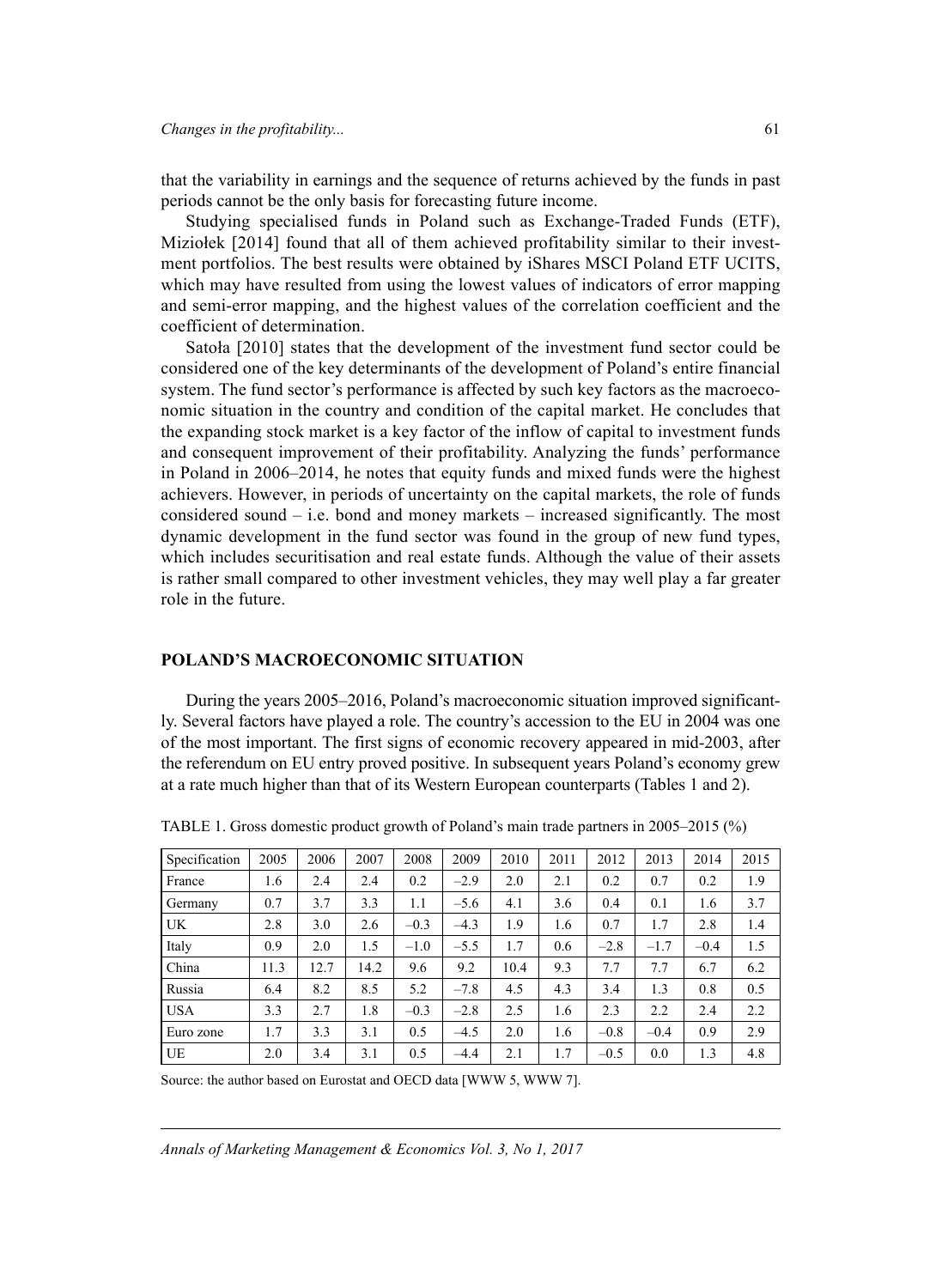that the variability in earnings and the sequence of returns achieved by the funds in past periods cannot be the only basis for forecasting future income.

Studying specialised funds in Poland such as Exchange-Traded Funds (ETF), Miziołek [2014] found that all of them achieved profitability similar to their investment portfolios. The best results were obtained by iShares MSCI Poland ETF UCITS, which may have resulted from using the lowest values of indicators of error mapping and semi-error mapping, and the highest values of the correlation coefficient and the coefficient of determination.

Satoła [2010] states that the development of the investment fund sector could be considered one of the key determinants of the development of Poland's entire financial system. The fund sector's performance is affected by such key factors as the macroeconomic situation in the country and condition of the capital market. He concludes that the expanding stock market is a key factor of the inflow of capital to investment funds and consequent improvement of their profitability. Analyzing the funds' performance in Poland in 2006–2014, he notes that equity funds and mixed funds were the highest achievers. However, in periods of uncertainty on the capital markets, the role of funds considered sound – i.e. bond and money markets – increased significantly. The most dynamic development in the fund sector was found in the group of new fund types, which includes securitisation and real estate funds. Although the value of their assets is rather small compared to other investment vehicles, they may well play a far greater role in the future.

## POLAND'S MACROECONOMIC SITUATION

During the years 2005–2016, Poland's macroeconomic situation improved significantly. Several factors have played a role. The country's accession to the EU in 2004 was one of the most important. The first signs of economic recovery appeared in mid-2003, after the referendum on EU entry proved positive. In subsequent years Poland's economy grew at a rate much higher than that of its Western European counterparts (Tables 1 and 2).

TABLE 1. Gross domestic product growth of Poland's main trade partners in 2005–2015 (%)

| Specification | 2005 | 2006 | 2007 | 2008 | 2009 | 2010 | 2011 | 2012 | 2013 | 2014 | 2015 |
|---|---|---|---|---|---|---|---|---|---|---|---|
| France | 1.6 | 2.4 | 2.4 | 0.2 | –2.9 | 2.0 | 2.1 | 0.2 | 0.7 | 0.2 | 1.9 |
| Germany | 0.7 | 3.7 | 3.3 | 1.1 | –5.6 | 4.1 | 3.6 | 0.4 | 0.1 | 1.6 | 3.7 |
| UK | 2.8 | 3.0 | 2.6 | –0.3 | –4.3 | 1.9 | 1.6 | 0.7 | 1.7 | 2.8 | 1.4 |
| Italy | 0.9 | 2.0 | 1.5 | –1.0 | –5.5 | 1.7 | 0.6 | –2.8 | –1.7 | –0.4 | 1.5 |
| China | 11.3 | 12.7 | 14.2 | 9.6 | 9.2 | 10.4 | 9.3 | 7.7 | 7.7 | 6.7 | 6.2 |
| Russia | 6.4 | 8.2 | 8.5 | 5.2 | –7.8 | 4.5 | 4.3 | 3.4 | 1.3 | 0.8 | 0.5 |
| USA | 3.3 | 2.7 | 1.8 | –0.3 | –2.8 | 2.5 | 1.6 | 2.3 | 2.2 | 2.4 | 2.2 |
| Euro zone | 1.7 | 3.3 | 3.1 | 0.5 | –4.5 | 2.0 | 1.6 | –0.8 | –0.4 | 0.9 | 2.9 |
| UE | 2.0 | 3.4 | 3.1 | 0.5 | –4.4 | 2.1 | 1.7 | –0.5 | 0.0 | 1.3 | 4.8 |

Source: the author based on Eurostat and OECD data [WWW 5, WWW 7].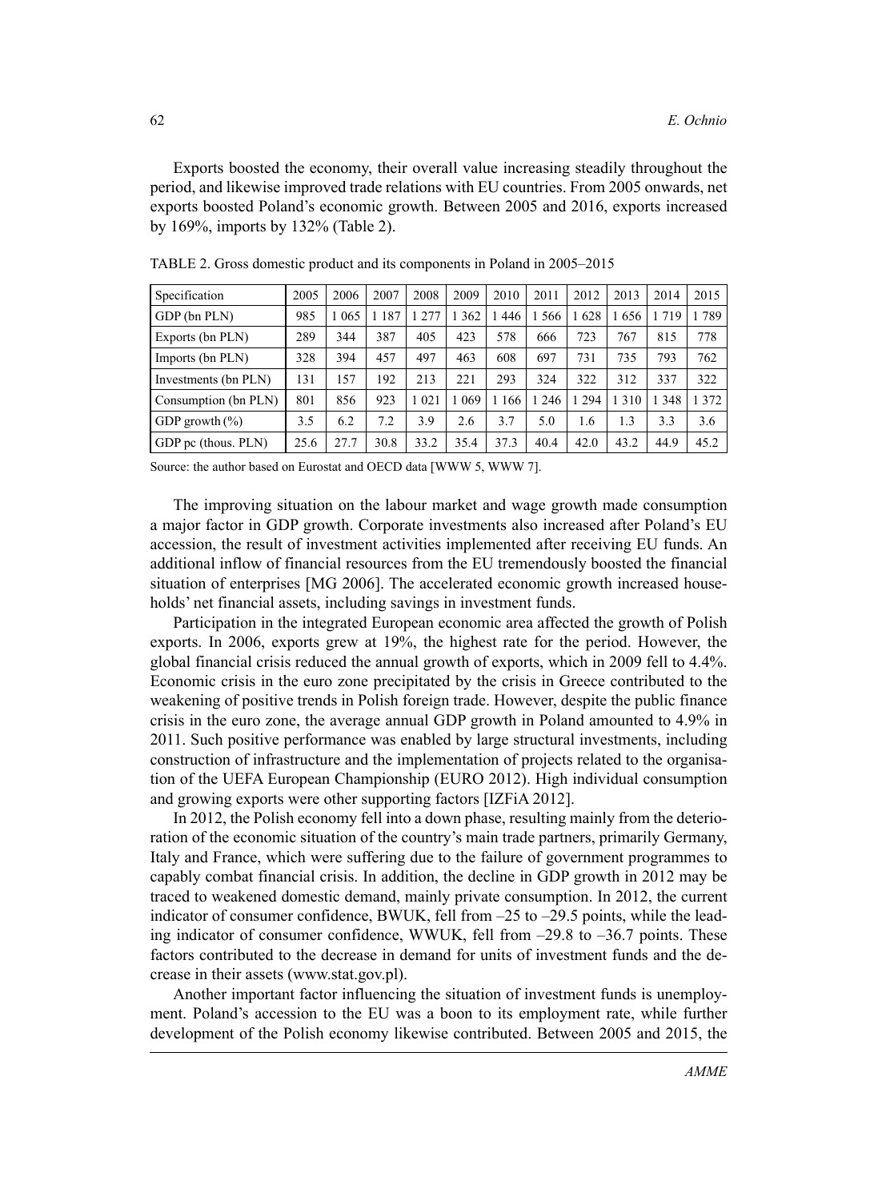Exports boosted the economy, their overall value increasing steadily throughout the period, and likewise improved trade relations with EU countries. From 2005 onwards, net exports boosted Poland's economic growth. Between 2005 and 2016, exports increased by 169%, imports by 132% (Table 2).

TABLE 2. Gross domestic product and its components in Poland in 2005–2015

| Specification | 2005 | 2006 | 2007 | 2008 | 2009 | 2010 | 2011 | 2012 | 2013 | 2014 | 2015 |
|---|---|---|---|---|---|---|---|---|---|---|---|
| GDP (bn PLN) | 985 | 1 065 | 1 187 | 1 277 | 1 362 | 1 446 | 1 566 | 1 628 | 1 656 | 1 719 | 1 789 |
| Exports (bn PLN) | 289 | 344 | 387 | 405 | 423 | 578 | 666 | 723 | 767 | 815 | 778 |
| Imports (bn PLN) | 328 | 394 | 457 | 497 | 463 | 608 | 697 | 731 | 735 | 793 | 762 |
| Investments (bn PLN) | 131 | 157 | 192 | 213 | 221 | 293 | 324 | 322 | 312 | 337 | 322 |
| Consumption (bn PLN) | 801 | 856 | 923 | 1 021 | 1 069 | 1 166 | 1 246 | 1 294 | 1 310 | 1 348 | 1 372 |
| GDP growth (%) | 3.5 | 6.2 | 7.2 | 3.9 | 2.6 | 3.7 | 5.0 | 1.6 | 1.3 | 3.3 | 3.6 |
| GDP pc (thous. PLN) | 25.6 | 27.7 | 30.8 | 33.2 | 35.4 | 37.3 | 40.4 | 42.0 | 43.2 | 44.9 | 45.2 |

Source: the author based on Eurostat and OECD data [WWW 5, WWW 7].

The improving situation on the labour market and wage growth made consumption a major factor in GDP growth. Corporate investments also increased after Poland's EU accession, the result of investment activities implemented after receiving EU funds. An additional inflow of financial resources from the EU tremendously boosted the financial situation of enterprises [MG 2006]. The accelerated economic growth increased households' net financial assets, including savings in investment funds.

Participation in the integrated European economic area affected the growth of Polish exports. In 2006, exports grew at 19%, the highest rate for the period. However, the global financial crisis reduced the annual growth of exports, which in 2009 fell to 4.4%. Economic crisis in the euro zone precipitated by the crisis in Greece contributed to the weakening of positive trends in Polish foreign trade. However, despite the public finance crisis in the euro zone, the average annual GDP growth in Poland amounted to 4.9% in 2011. Such positive performance was enabled by large structural investments, including construction of infrastructure and the implementation of projects related to the organisation of the UEFA European Championship (EURO 2012). High individual consumption and growing exports were other supporting factors [IZFiA 2012].

In 2012, the Polish economy fell into a down phase, resulting mainly from the deterioration of the economic situation of the country's main trade partners, primarily Germany, Italy and France, which were suffering due to the failure of government programmes to capably combat financial crisis. In addition, the decline in GDP growth in 2012 may be traced to weakened domestic demand, mainly private consumption. In 2012, the current indicator of consumer confidence, BWUK, fell from –25 to –29.5 points, while the leading indicator of consumer confidence, WWUK, fell from –29.8 to –36.7 points. These factors contributed to the decrease in demand for units of investment funds and the decrease in their assets (www.stat.gov.pl).

Another important factor influencing the situation of investment funds is unemployment. Poland's accession to the EU was a boon to its employment rate, while further development of the Polish economy likewise contributed. Between 2005 and 2015, the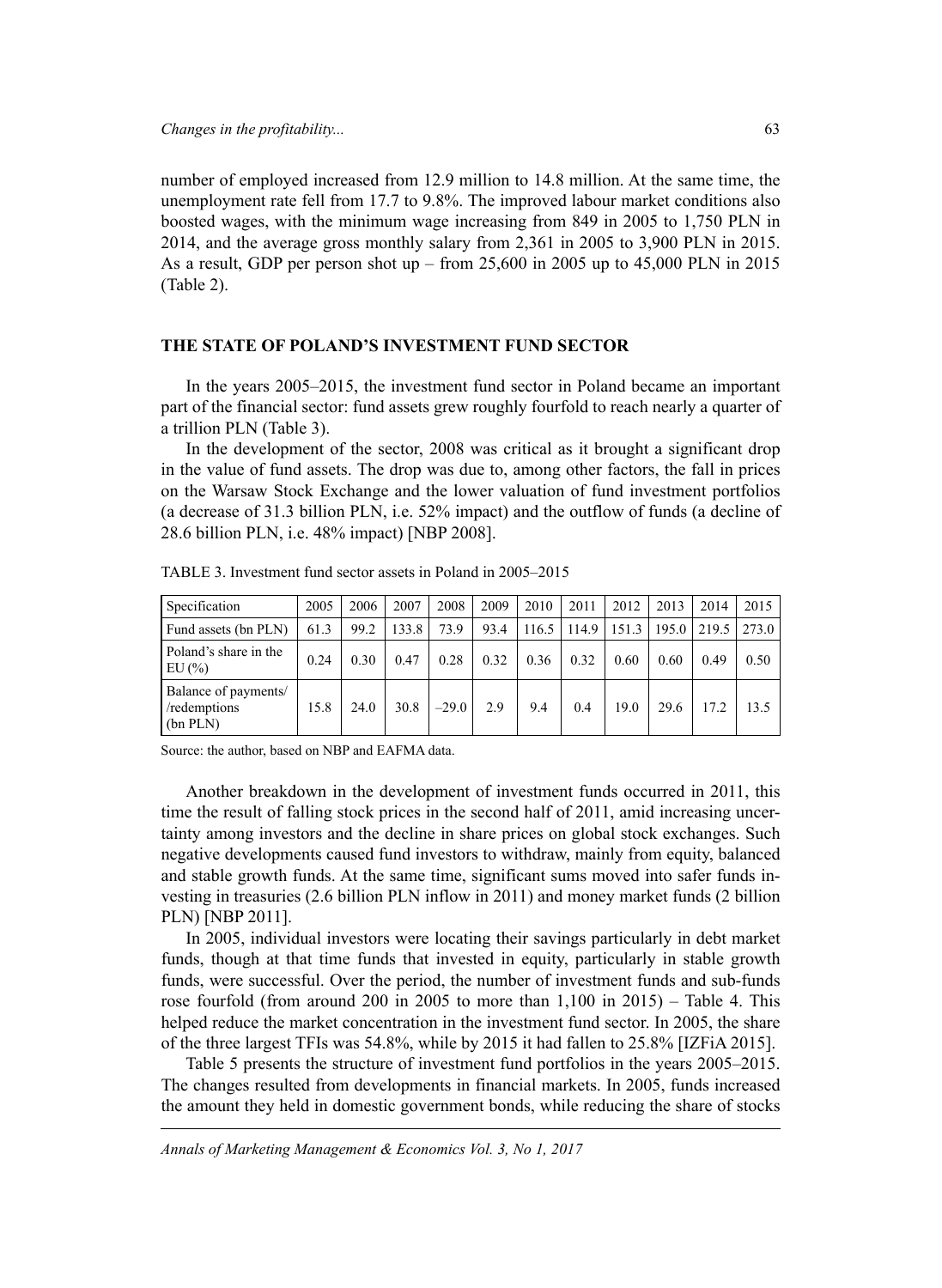number of employed increased from 12.9 million to 14.8 million. At the same time, the unemployment rate fell from 17.7 to 9.8%. The improved labour market conditions also boosted wages, with the minimum wage increasing from 849 in 2005 to 1,750 PLN in 2014, and the average gross monthly salary from 2,361 in 2005 to 3,900 PLN in 2015. As a result, GDP per person shot up – from 25,600 in 2005 up to 45,000 PLN in 2015 (Table 2).

## THE STATE OF POLAND'S INVESTMENT FUND SECTOR

In the years 2005–2015, the investment fund sector in Poland became an important part of the financial sector: fund assets grew roughly fourfold to reach nearly a quarter of a trillion PLN (Table 3).

In the development of the sector, 2008 was critical as it brought a significant drop in the value of fund assets. The drop was due to, among other factors, the fall in prices on the Warsaw Stock Exchange and the lower valuation of fund investment portfolios (a decrease of 31.3 billion PLN, i.e. 52% impact) and the outflow of funds (a decline of 28.6 billion PLN, i.e. 48% impact) [NBP 2008].

TABLE 3. Investment fund sector assets in Poland in 2005–2015

| Specification | 2005 | 2006 | 2007 | 2008 | 2009 | 2010 | 2011 | 2012 | 2013 | 2014 | 2015 |
|---|---|---|---|---|---|---|---|---|---|---|---|
| Fund assets (bn PLN) | 61.3 | 99.2 | 133.8 | 73.9 | 93.4 | 116.5 | 114.9 | 151.3 | 195.0 | 219.5 | 273.0 |
| Poland's share in the EU (%) | 0.24 | 0.30 | 0.47 | 0.28 | 0.32 | 0.36 | 0.32 | 0.60 | 0.60 | 0.49 | 0.50 |
| Balance of payments/ /redemptions (bn PLN) | 15.8 | 24.0 | 30.8 | –29.0 | 2.9 | 9.4 | 0.4 | 19.0 | 29.6 | 17.2 | 13.5 |

Source: the author, based on NBP and EAFMA data.

Another breakdown in the development of investment funds occurred in 2011, this time the result of falling stock prices in the second half of 2011, amid increasing uncertainty among investors and the decline in share prices on global stock exchanges. Such negative developments caused fund investors to withdraw, mainly from equity, balanced and stable growth funds. At the same time, significant sums moved into safer funds investing in treasuries (2.6 billion PLN inflow in 2011) and money market funds (2 billion PLN) [NBP 2011].

In 2005, individual investors were locating their savings particularly in debt market funds, though at that time funds that invested in equity, particularly in stable growth funds, were successful. Over the period, the number of investment funds and sub-funds rose fourfold (from around 200 in 2005 to more than 1,100 in 2015) – Table 4. This helped reduce the market concentration in the investment fund sector. In 2005, the share of the three largest TFIs was 54.8%, while by 2015 it had fallen to 25.8% [IZFiA 2015].

Table 5 presents the structure of investment fund portfolios in the years 2005–2015. The changes resulted from developments in financial markets. In 2005, funds increased the amount they held in domestic government bonds, while reducing the share of stocks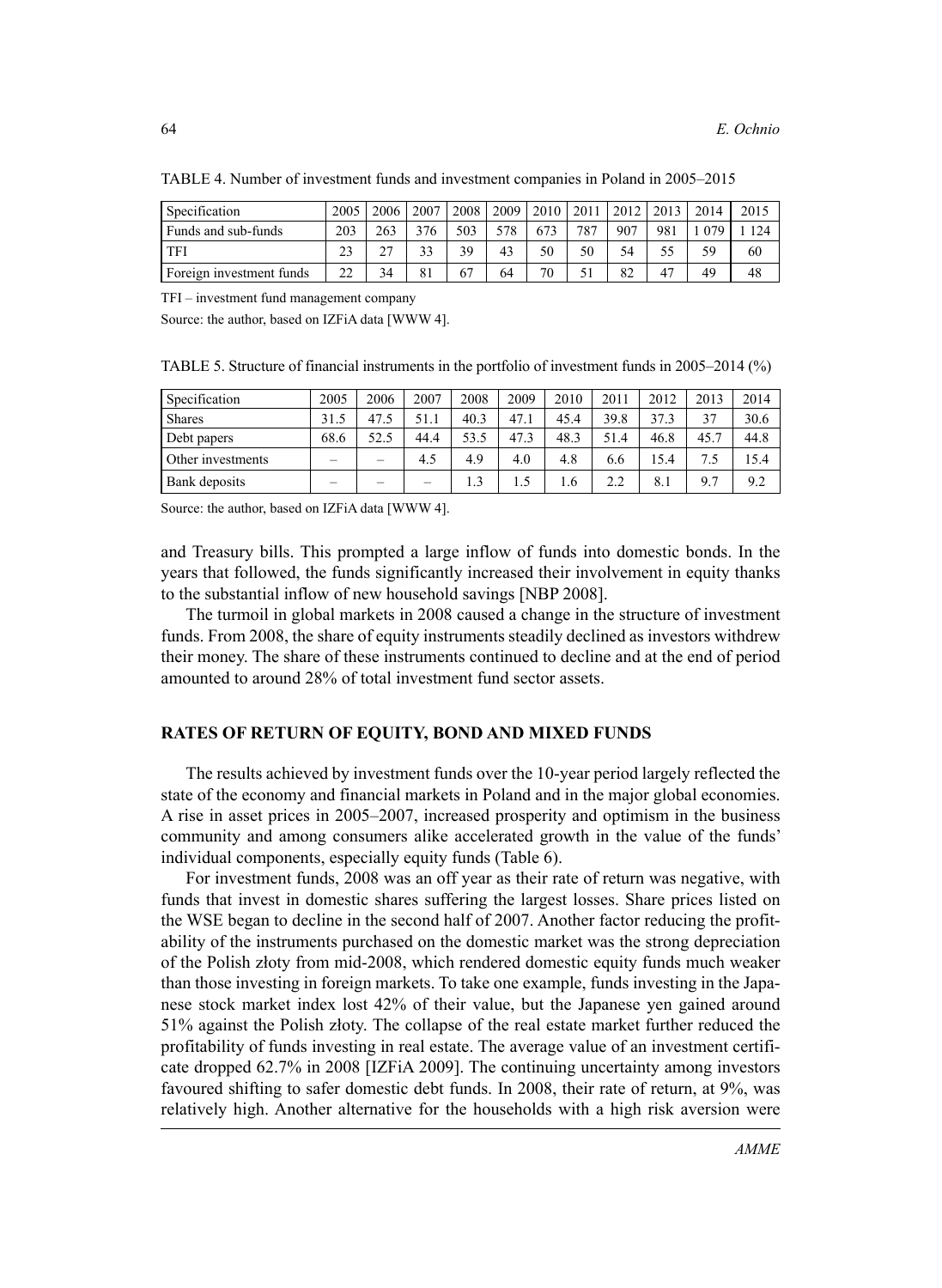TABLE 4. Number of investment funds and investment companies in Poland in 2005–2015

| Specification | 2005 | 2006 | 2007 | 2008 | 2009 | 2010 | 2011 | 2012 | 2013 | 2014 | 2015 |
|---|---|---|---|---|---|---|---|---|---|---|---|
| Funds and sub-funds | 203 | 263 | 376 | 503 | 578 | 673 | 787 | 907 | 981 | 1 079 | 1 124 |
| TFI | 23 | 27 | 33 | 39 | 43 | 50 | 50 | 54 | 55 | 59 | 60 |
| Foreign investment funds | 22 | 34 | 81 | 67 | 64 | 70 | 51 | 82 | 47 | 49 | 48 |

TFI – investment fund management company

Source: the author, based on IZFiA data [WWW 4].

TABLE 5. Structure of financial instruments in the portfolio of investment funds in 2005–2014 (%)

| Specification | 2005 | 2006 | 2007 | 2008 | 2009 | 2010 | 2011 | 2012 | 2013 | 2014 |
|---|---|---|---|---|---|---|---|---|---|---|
| Shares | 31.5 | 47.5 | 51.1 | 40.3 | 47.1 | 45.4 | 39.8 | 37.3 | 37 | 30.6 |
| Debt papers | 68.6 | 52.5 | 44.4 | 53.5 | 47.3 | 48.3 | 51.4 | 46.8 | 45.7 | 44.8 |
| Other investments | – | – | 4.5 | 4.9 | 4.0 | 4.8 | 6.6 | 15.4 | 7.5 | 15.4 |
| Bank deposits | – | – | – | 1.3 | 1.5 | 1.6 | 2.2 | 8.1 | 9.7 | 9.2 |

Source: the author, based on IZFiA data [WWW 4].

and Treasury bills. This prompted a large inflow of funds into domestic bonds. In the years that followed, the funds significantly increased their involvement in equity thanks to the substantial inflow of new household savings [NBP 2008].

The turmoil in global markets in 2008 caused a change in the structure of investment funds. From 2008, the share of equity instruments steadily declined as investors withdrew their money. The share of these instruments continued to decline and at the end of period amounted to around 28% of total investment fund sector assets.

## RATES OF RETURN OF EQUITY, BOND AND MIXED FUNDS

The results achieved by investment funds over the 10-year period largely reflected the state of the economy and financial markets in Poland and in the major global economies. A rise in asset prices in 2005–2007, increased prosperity and optimism in the business community and among consumers alike accelerated growth in the value of the funds' individual components, especially equity funds (Table 6).

For investment funds, 2008 was an off year as their rate of return was negative, with funds that invest in domestic shares suffering the largest losses. Share prices listed on the WSE began to decline in the second half of 2007. Another factor reducing the profitability of the instruments purchased on the domestic market was the strong depreciation of the Polish złoty from mid-2008, which rendered domestic equity funds much weaker than those investing in foreign markets. To take one example, funds investing in the Japanese stock market index lost 42% of their value, but the Japanese yen gained around 51% against the Polish złoty. The collapse of the real estate market further reduced the profitability of funds investing in real estate. The average value of an investment certificate dropped 62.7% in 2008 [IZFiA 2009]. The continuing uncertainty among investors favoured shifting to safer domestic debt funds. In 2008, their rate of return, at 9%, was relatively high. Another alternative for the households with a high risk aversion were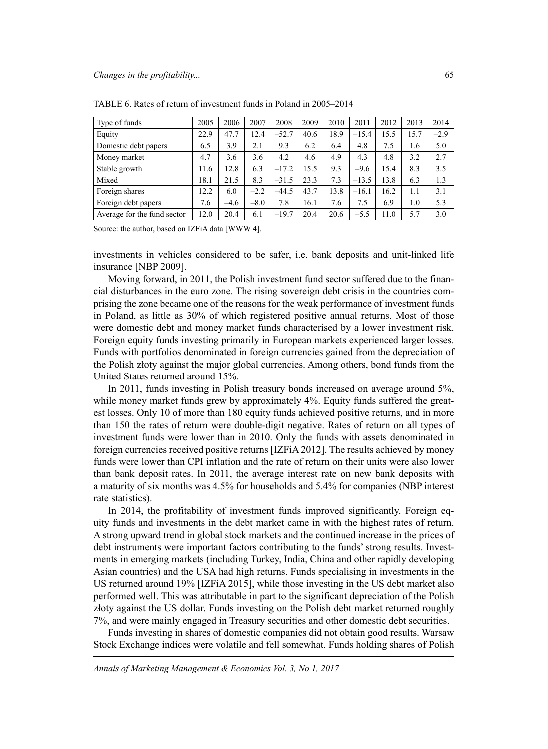TABLE 6. Rates of return of investment funds in Poland in 2005–2014

| Type of funds | 2005 | 2006 | 2007 | 2008 | 2009 | 2010 | 2011 | 2012 | 2013 | 2014 |
|---|---|---|---|---|---|---|---|---|---|---|
| Equity | 22.9 | 47.7 | 12.4 | –52.7 | 40.6 | 18.9 | –15.4 | 15.5 | 15.7 | –2.9 |
| Domestic debt papers | 6.5 | 3.9 | 2.1 | 9.3 | 6.2 | 6.4 | 4.8 | 7.5 | 1.6 | 5.0 |
| Money market | 4.7 | 3.6 | 3.6 | 4.2 | 4.6 | 4.9 | 4.3 | 4.8 | 3.2 | 2.7 |
| Stable growth | 11.6 | 12.8 | 6.3 | –17.2 | 15.5 | 9.3 | –9.6 | 15.4 | 8.3 | 3.5 |
| Mixed | 18.1 | 21.5 | 8.3 | –31.5 | 23.3 | 7.3 | –13.5 | 13.8 | 6.3 | 1.3 |
| Foreign shares | 12.2 | 6.0 | –2.2 | –44.5 | 43.7 | 13.8 | –16.1 | 16.2 | 1.1 | 3.1 |
| Foreign debt papers | 7.6 | –4.6 | –8.0 | 7.8 | 16.1 | 7.6 | 7.5 | 6.9 | 1.0 | 5.3 |
| Average for the fund sector | 12.0 | 20.4 | 6.1 | –19.7 | 20.4 | 20.6 | –5.5 | 11.0 | 5.7 | 3.0 |

Source: the author, based on IZFiA data [WWW 4].

investments in vehicles considered to be safer, i.e. bank deposits and unit-linked life insurance [NBP 2009].

Moving forward, in 2011, the Polish investment fund sector suffered due to the financial disturbances in the euro zone. The rising sovereign debt crisis in the countries comprising the zone became one of the reasons for the weak performance of investment funds in Poland, as little as 30% of which registered positive annual returns. Most of those were domestic debt and money market funds characterised by a lower investment risk. Foreign equity funds investing primarily in European markets experienced larger losses. Funds with portfolios denominated in foreign currencies gained from the depreciation of the Polish złoty against the major global currencies. Among others, bond funds from the United States returned around 15%.

In 2011, funds investing in Polish treasury bonds increased on average around 5%, while money market funds grew by approximately 4%. Equity funds suffered the greatest losses. Only 10 of more than 180 equity funds achieved positive returns, and in more than 150 the rates of return were double-digit negative. Rates of return on all types of investment funds were lower than in 2010. Only the funds with assets denominated in foreign currencies received positive returns [IZFiA 2012]. The results achieved by money funds were lower than CPI inflation and the rate of return on their units were also lower than bank deposit rates. In 2011, the average interest rate on new bank deposits with a maturity of six months was 4.5% for households and 5.4% for companies (NBP interest rate statistics).

In 2014, the profitability of investment funds improved significantly. Foreign equity funds and investments in the debt market came in with the highest rates of return. A strong upward trend in global stock markets and the continued increase in the prices of debt instruments were important factors contributing to the funds' strong results. Investments in emerging markets (including Turkey, India, China and other rapidly developing Asian countries) and the USA had high returns. Funds specialising in investments in the US returned around 19% [IZFiA 2015], while those investing in the US debt market also performed well. This was attributable in part to the significant depreciation of the Polish złoty against the US dollar. Funds investing on the Polish debt market returned roughly 7%, and were mainly engaged in Treasury securities and other domestic debt securities.

Funds investing in shares of domestic companies did not obtain good results. Warsaw Stock Exchange indices were volatile and fell somewhat. Funds holding shares of Polish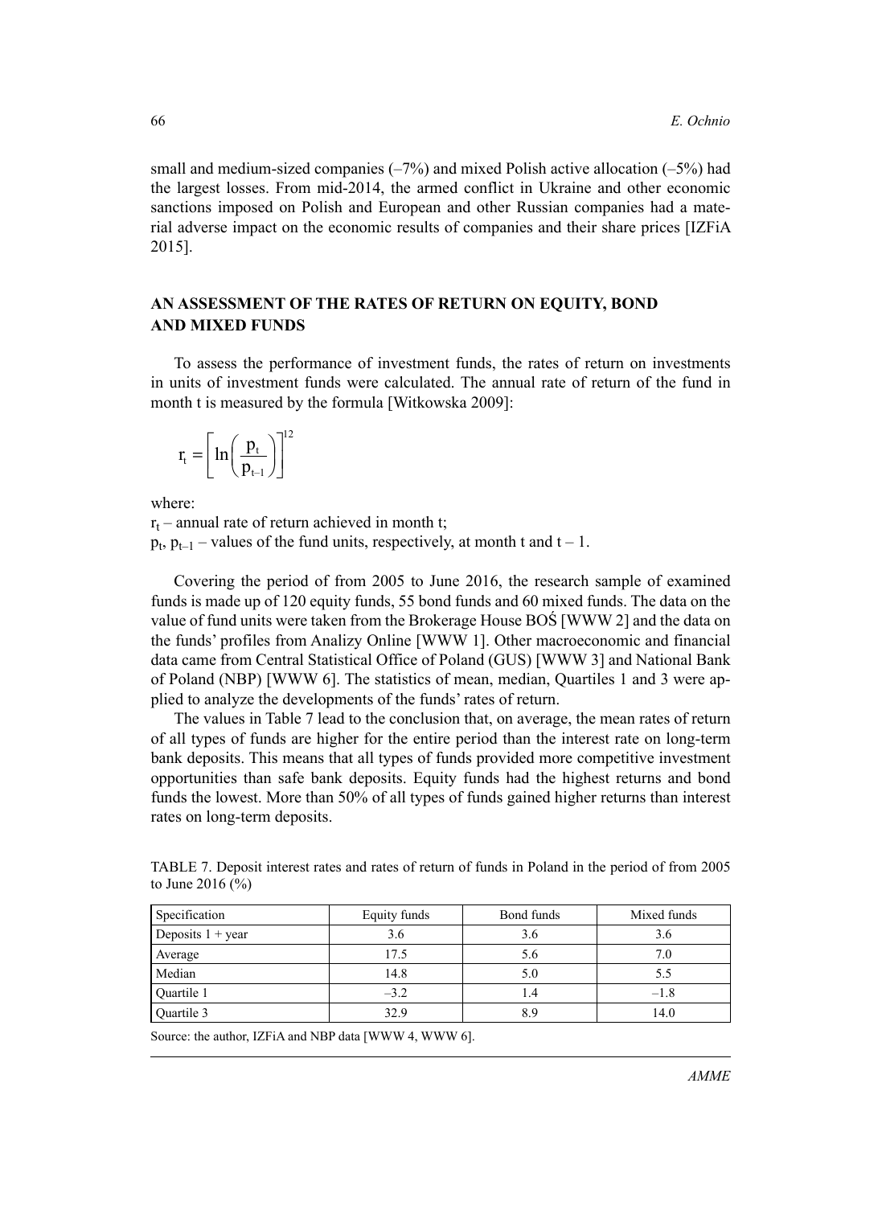small and medium-sized companies (–7%) and mixed Polish active allocation (–5%) had the largest losses. From mid-2014, the armed conflict in Ukraine and other economic sanctions imposed on Polish and European and other Russian companies had a material adverse impact on the economic results of companies and their share prices [IZFiA 2015].

## AN ASSESSMENT OF THE RATES OF RETURN ON EQUITY, BOND AND MIXED FUNDS

To assess the performance of investment funds, the rates of return on investments in units of investment funds were calculated. The annual rate of return of the fund in month t is measured by the formula [Witkowska 2009]:

$$r_t = \left[ \ln\left( \frac{p_t}{p_{t-1}} \right) \right]^{12}$$

where:

$r_t$ – annual rate of return achieved in month t;

$p_t$, $p_{t-1}$ – values of the fund units, respectively, at month t and t – 1.

Covering the period of from 2005 to June 2016, the research sample of examined funds is made up of 120 equity funds, 55 bond funds and 60 mixed funds. The data on the value of fund units were taken from the Brokerage House BOŚ [WWW 2] and the data on the funds' profiles from Analizy Online [WWW 1]. Other macroeconomic and financial data came from Central Statistical Office of Poland (GUS) [WWW 3] and National Bank of Poland (NBP) [WWW 6]. The statistics of mean, median, Quartiles 1 and 3 were applied to analyze the developments of the funds' rates of return.

The values in Table 7 lead to the conclusion that, on average, the mean rates of return of all types of funds are higher for the entire period than the interest rate on long-term bank deposits. This means that all types of funds provided more competitive investment opportunities than safe bank deposits. Equity funds had the highest returns and bond funds the lowest. More than 50% of all types of funds gained higher returns than interest rates on long-term deposits.

TABLE 7. Deposit interest rates and rates of return of funds in Poland in the period of from 2005 to June 2016 (%)

| Specification | Equity funds | Bond funds | Mixed funds |
|---|---|---|---|
| Deposits 1 + year | 3.6 | 3.6 | 3.6 |
| Average | 17.5 | 5.6 | 7.0 |
| Median | 14.8 | 5.0 | 5.5 |
| Quartile 1 | –3.2 | 1.4 | –1.8 |
| Quartile 3 | 32.9 | 8.9 | 14.0 |

Source: the author, IZFiA and NBP data [WWW 4, WWW 6].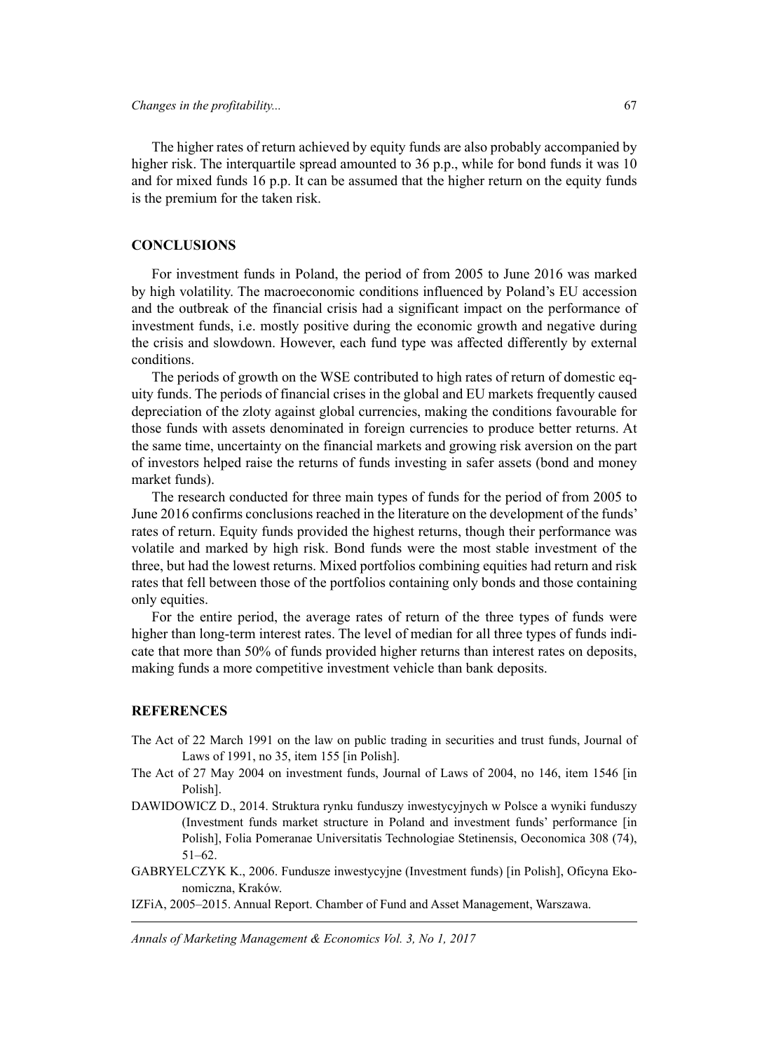The higher rates of return achieved by equity funds are also probably accompanied by higher risk. The interquartile spread amounted to 36 p.p., while for bond funds it was 10 and for mixed funds 16 p.p. It can be assumed that the higher return on the equity funds is the premium for the taken risk.

## CONCLUSIONS

For investment funds in Poland, the period of from 2005 to June 2016 was marked by high volatility. The macroeconomic conditions influenced by Poland's EU accession and the outbreak of the financial crisis had a significant impact on the performance of investment funds, i.e. mostly positive during the economic growth and negative during the crisis and slowdown. However, each fund type was affected differently by external conditions.

The periods of growth on the WSE contributed to high rates of return of domestic equity funds. The periods of financial crises in the global and EU markets frequently caused depreciation of the zloty against global currencies, making the conditions favourable for those funds with assets denominated in foreign currencies to produce better returns. At the same time, uncertainty on the financial markets and growing risk aversion on the part of investors helped raise the returns of funds investing in safer assets (bond and money market funds).

The research conducted for three main types of funds for the period of from 2005 to June 2016 confirms conclusions reached in the literature on the development of the funds' rates of return. Equity funds provided the highest returns, though their performance was volatile and marked by high risk. Bond funds were the most stable investment of the three, but had the lowest returns. Mixed portfolios combining equities had return and risk rates that fell between those of the portfolios containing only bonds and those containing only equities.

For the entire period, the average rates of return of the three types of funds were higher than long-term interest rates. The level of median for all three types of funds indicate that more than 50% of funds provided higher returns than interest rates on deposits, making funds a more competitive investment vehicle than bank deposits.

## REFERENCES

The Act of 22 March 1991 on the law on public trading in securities and trust funds, Journal of Laws of 1991, no 35, item 155 [in Polish].

The Act of 27 May 2004 on investment funds, Journal of Laws of 2004, no 146, item 1546 [in Polish].

DAWIDOWICZ D., 2014. Struktura rynku funduszy inwestycyjnych w Polsce a wyniki funduszy (Investment funds market structure in Poland and investment funds' performance [in Polish], Folia Pomeranae Universitatis Technologiae Stetinensis, Oeconomica 308 (74), 51–62.

GABRYELCZYK K., 2006. Fundusze inwestycyjne (Investment funds) [in Polish], Oficyna Ekonomiczna, Kraków.

IZFiA, 2005–2015. Annual Report. Chamber of Fund and Asset Management, Warszawa.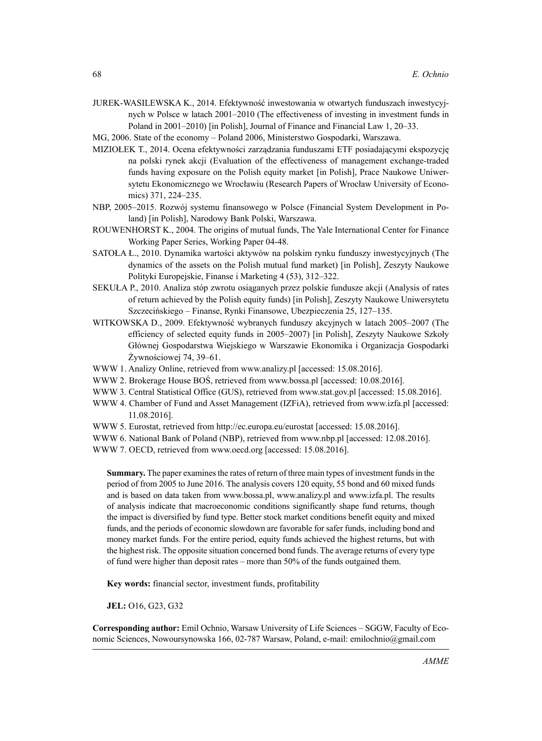JUREK-WASILEWSKA K., 2014. Efektywność inwestowania w otwartych funduszach inwestycyjnych w Polsce w latach 2001–2010 (The effectiveness of investing in investment funds in Poland in 2001–2010) [in Polish], Journal of Finance and Financial Law 1, 20–33.

MG, 2006. State of the economy – Poland 2006, Ministerstwo Gospodarki, Warszawa.

MIZIOŁEK T., 2014. Ocena efektywności zarządzania funduszami ETF posiadającymi ekspozycję na polski rynek akcji (Evaluation of the effectiveness of management exchange-traded funds having exposure on the Polish equity market [in Polish], Prace Naukowe Uniwersytetu Ekonomicznego we Wrocławiu (Research Papers of Wrocław University of Economics) 371, 224–235.

NBP, 2005–2015. Rozwój systemu finansowego w Polsce (Financial System Development in Poland) [in Polish], Narodowy Bank Polski, Warszawa.

ROUWENHORST K., 2004. The origins of mutual funds, The Yale International Center for Finance Working Paper Series, Working Paper 04-48.

SATOŁA Ł., 2010. Dynamika wartości aktywów na polskim rynku funduszy inwestycyjnych (The dynamics of the assets on the Polish mutual fund market) [in Polish], Zeszyty Naukowe Polityki Europejskie, Finanse i Marketing 4 (53), 312–322.

SEKUŁA P., 2010. Analiza stóp zwrotu osiąganych przez polskie fundusze akcji (Analysis of rates of return achieved by the Polish equity funds) [in Polish], Zeszyty Naukowe Uniwersytetu Szczecińskiego – Finanse, Rynki Finansowe, Ubezpieczenia 25, 127–135.

WITKOWSKA D., 2009. Efektywność wybranych funduszy akcyjnych w latach 2005–2007 (The efficiency of selected equity funds in 2005–2007) [in Polish], Zeszyty Naukowe Szkoły Głównej Gospodarstwa Wiejskiego w Warszawie Ekonomika i Organizacja Gospodarki Żywnościowej 74, 39–61.

WWW 1. Analizy Online, retrieved from www.analizy.pl [accessed: 15.08.2016].

WWW 2. Brokerage House BOŚ, retrieved from www.bossa.pl [accessed: 10.08.2016].

WWW 3. Central Statistical Office (GUS), retrieved from www.stat.gov.pl [accessed: 15.08.2016].

WWW 4. Chamber of Fund and Asset Management (IZFiA), retrieved from www.izfa.pl [accessed: 11.08.2016].

WWW 5. Eurostat, retrieved from http://ec.europa.eu/eurostat [accessed: 15.08.2016].

WWW 6. National Bank of Poland (NBP), retrieved from www.nbp.pl [accessed: 12.08.2016].

WWW 7. OECD, retrieved from www.oecd.org [accessed: 15.08.2016].

**Summary.** The paper examines the rates of return of three main types of investment funds in the period of from 2005 to June 2016. The analysis covers 120 equity, 55 bond and 60 mixed funds and is based on data taken from www.bossa.pl, www.analizy.pl and www.izfa.pl. The results of analysis indicate that macroeconomic conditions significantly shape fund returns, though the impact is diversified by fund type. Better stock market conditions benefit equity and mixed funds, and the periods of economic slowdown are favorable for safer funds, including bond and money market funds. For the entire period, equity funds achieved the highest returns, but with the highest risk. The opposite situation concerned bond funds. The average returns of every type of fund were higher than deposit rates – more than 50% of the funds outgained them.

**Key words:** financial sector, investment funds, profitability

**JEL:** O16, G23, G32

**Corresponding author:** Emil Ochnio, Warsaw University of Life Sciences – SGGW, Faculty of Economic Sciences, Nowoursynowska 166, 02-787 Warsaw, Poland, e-mail: emilochnio@gmail.com